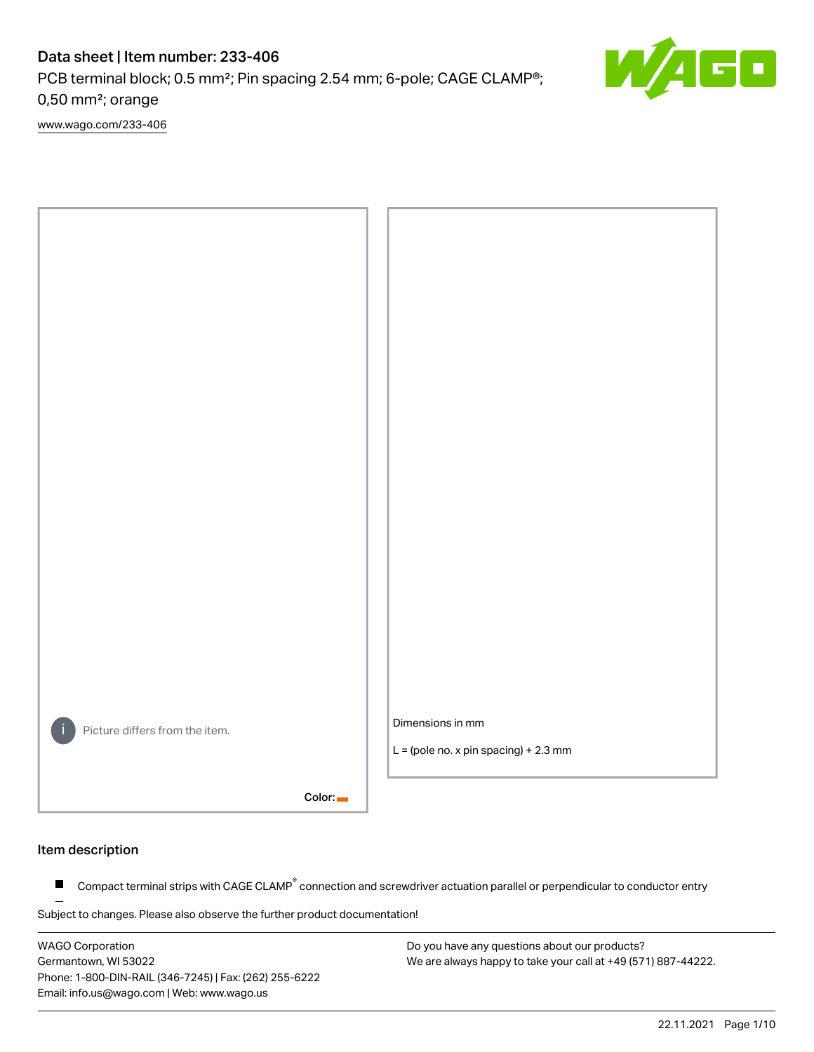# Data sheet | Item number: 233-406

PCB terminal block; 0.5 mm²; Pin spacing 2.54 mm; 6-pole; CAGE CLAMP®; 0,50 mm²; orange

www.wago.com/233-406

Picture differs from the item.

Color:

Dimensions in mm

L = (pole no. x pin spacing) + 2.3 mm

## Item description

- Compact terminal strips with CAGE CLAMP® connection and screwdriver actuation parallel or perpendicular to conductor entry

Subject to changes. Please also observe the further product documentation!

WAGO Corporation
Germantown, WI 53022
Phone: 1-800-DIN-RAIL (346-7245) | Fax: (262) 255-6222
Email: info.us@wago.com | Web: www.wago.us

Do you have any questions about our products?
We are always happy to take your call at +49 (571) 887-44222.

22.11.2021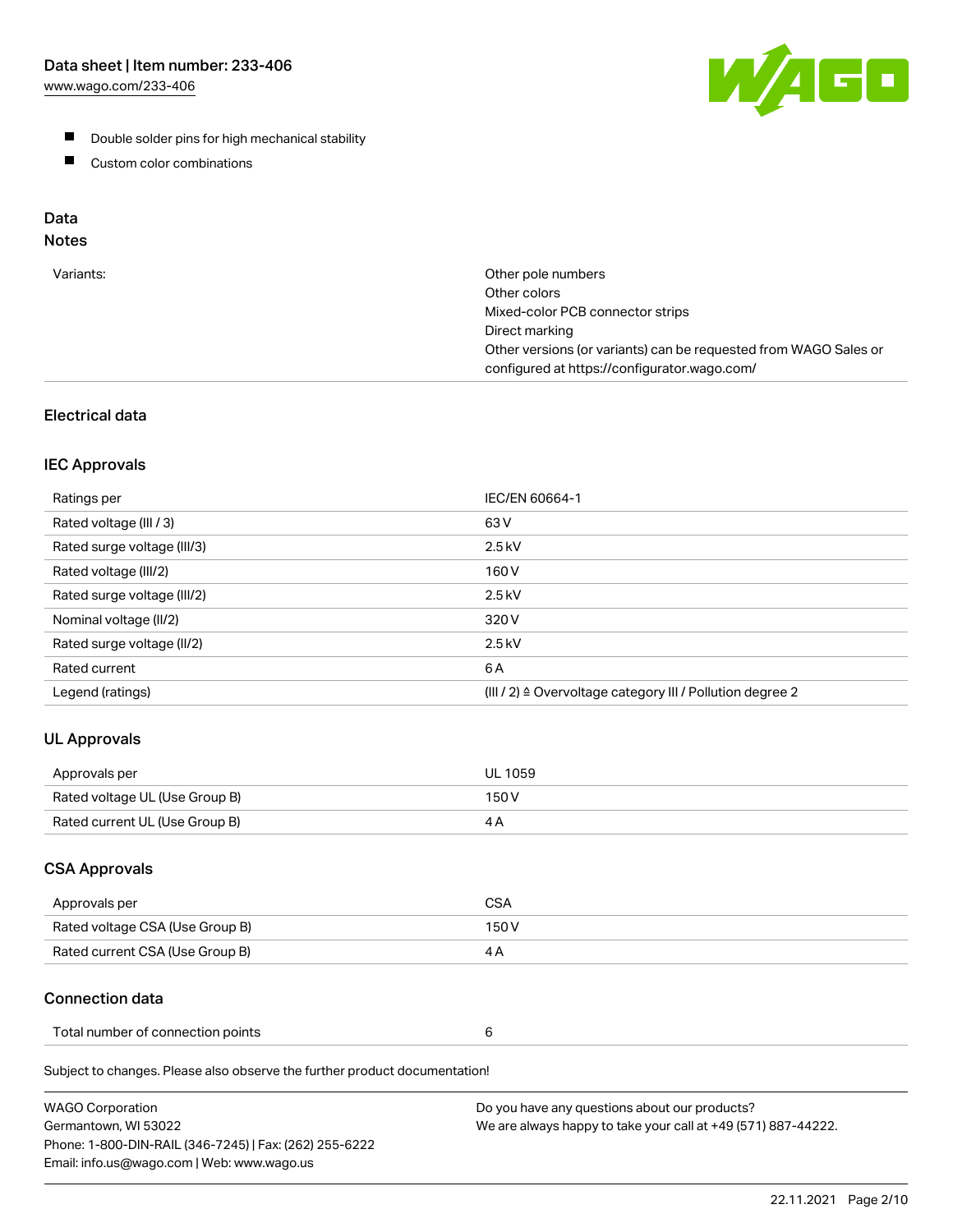- Double solder pins for high mechanical stability
- Custom color combinations

## Data

### Notes

| | |
|---|---|
| Variants: | Other pole numbers<br>Other colors<br>Mixed-color PCB connector strips<br>Direct marking<br>Other versions (or variants) can be requested from WAGO Sales or configured at https://configurator.wago.com/ |

## Electrical data

### IEC Approvals

| | |
|---|---|
| Ratings per | IEC/EN 60664-1 |
| Rated voltage (III / 3) | 63 V |
| Rated surge voltage (III/3) | 2.5 kV |
| Rated voltage (III/2) | 160 V |
| Rated surge voltage (III/2) | 2.5 kV |
| Nominal voltage (II/2) | 320 V |
| Rated surge voltage (II/2) | 2.5 kV |
| Rated current | 6 A |
| Legend (ratings) | (III / 2) ≙ Overvoltage category III / Pollution degree 2 |

### UL Approvals

| | |
|---|---|
| Approvals per | UL 1059 |
| Rated voltage UL (Use Group B) | 150 V |
| Rated current UL (Use Group B) | 4 A |

### CSA Approvals

| | |
|---|---|
| Approvals per | CSA |
| Rated voltage CSA (Use Group B) | 150 V |
| Rated current CSA (Use Group B) | 4 A |

### Connection data

| | |
|---|---|
| Total number of connection points | 6 |

Subject to changes. Please also observe the further product documentation!

WAGO Corporation
Germantown, WI 53022
Phone: 1-800-DIN-RAIL (346-7245) | Fax: (262) 255-6222
Email: info.us@wago.com | Web: www.wago.us

Do you have any questions about our products?
We are always happy to take your call at +49 (571) 887-44222.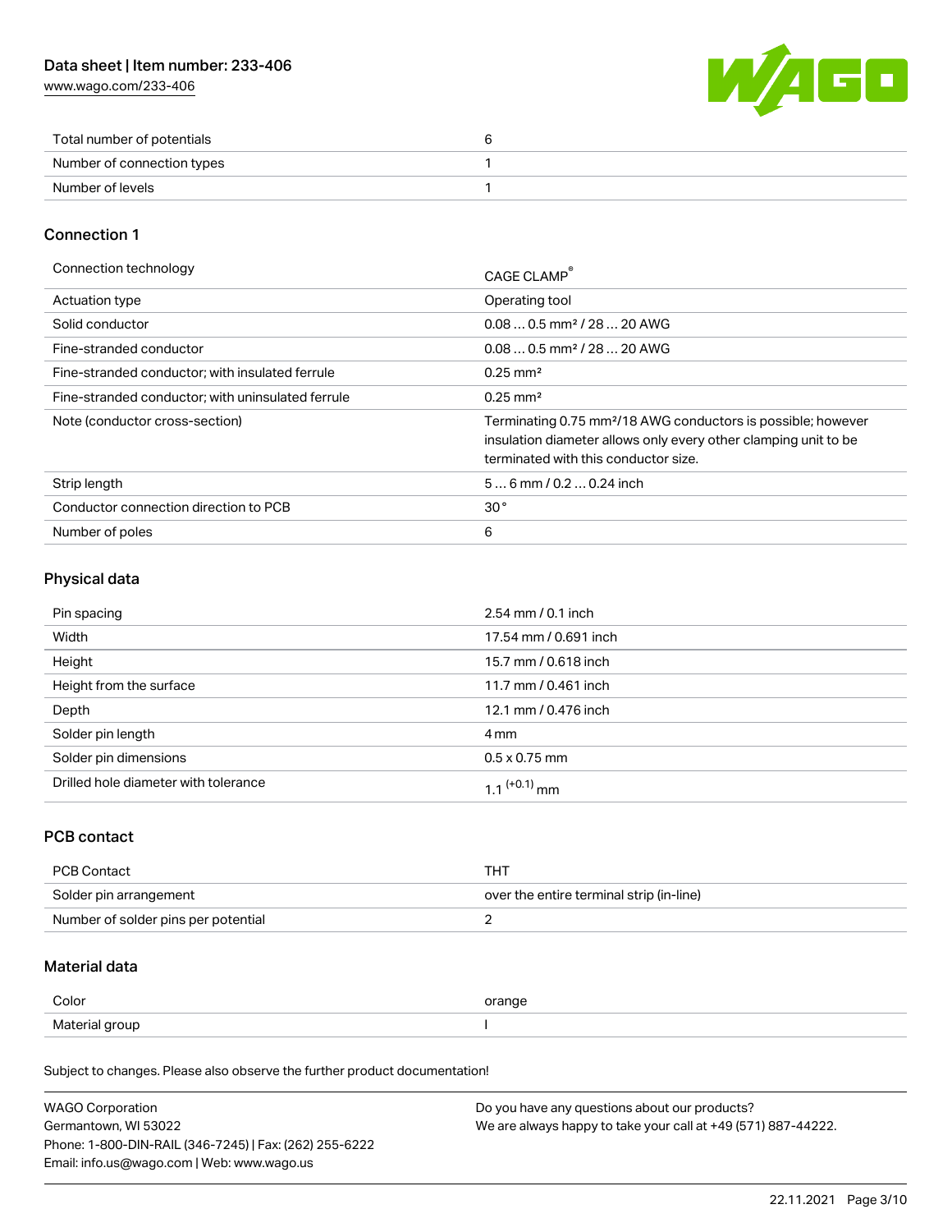| Total number of potentials | 6 |
| --- | --- |
| Number of connection types | 1 |
| Number of levels | 1 |

## Connection 1

| Connection technology | CAGE CLAMP® |
| --- | --- |
| Actuation type | Operating tool |
| Solid conductor | 0.08 … 0.5 mm² / 28 … 20 AWG |
| Fine-stranded conductor | 0.08 … 0.5 mm² / 28 … 20 AWG |
| Fine-stranded conductor; with insulated ferrule | 0.25 mm² |
| Fine-stranded conductor; with uninsulated ferrule | 0.25 mm² |
| Note (conductor cross-section) | Terminating 0.75 mm²/18 AWG conductors is possible; however insulation diameter allows only every other clamping unit to be terminated with this conductor size. |
| Strip length | 5 … 6 mm / 0.2 … 0.24 inch |
| Conductor connection direction to PCB | 30 ° |
| Number of poles | 6 |

## Physical data

| Pin spacing | 2.54 mm / 0.1 inch |
| --- | --- |
| Width | 17.54 mm / 0.691 inch |
| Height | 15.7 mm / 0.618 inch |
| Height from the surface | 11.7 mm / 0.461 inch |
| Depth | 12.1 mm / 0.476 inch |
| Solder pin length | 4 mm |
| Solder pin dimensions | 0.5 x 0.75 mm |
| Drilled hole diameter with tolerance | $1.1^{(+0.1)}$ mm |

## PCB contact

| PCB Contact | THT |
| --- | --- |
| Solder pin arrangement | over the entire terminal strip (in-line) |
| Number of solder pins per potential | 2 |

## Material data

| Color | orange |
| --- | --- |
| Material group | I |

Subject to changes. Please also observe the further product documentation!

WAGO Corporation
Germantown, WI 53022
Phone: 1-800-DIN-RAIL (346-7245) | Fax: (262) 255-6222
Email: info.us@wago.com | Web: www.wago.us

Do you have any questions about our products?
We are always happy to take your call at +49 (571) 887-44222.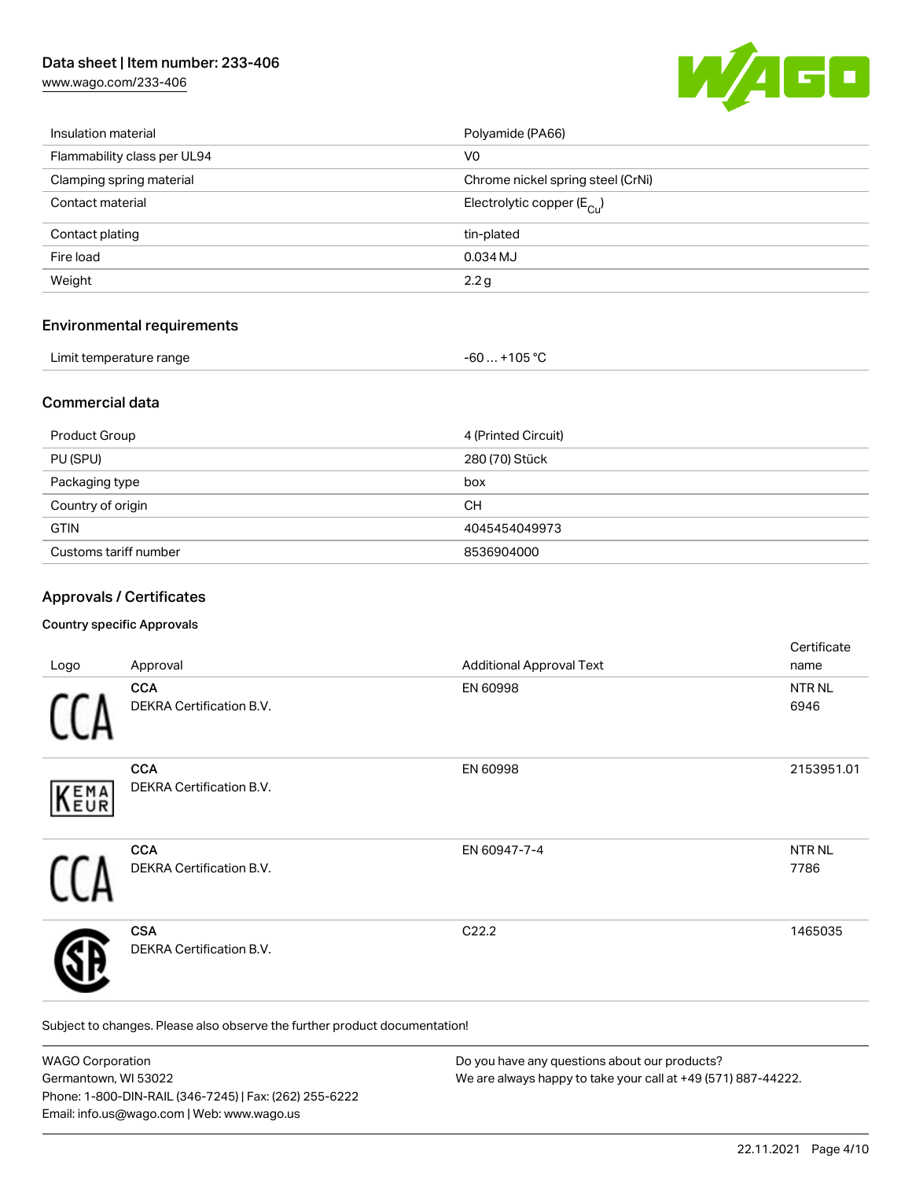| | |
|---|---|
| Insulation material | Polyamide (PA66) |
| Flammability class per UL94 | V0 |
| Clamping spring material | Chrome nickel spring steel (CrNi) |
| Contact material | Electrolytic copper ($E_{Cu}$) |
| Contact plating | tin-plated |
| Fire load | 0.034 MJ |
| Weight | 2.2 g |

## Environmental requirements

| | |
|---|---|
| Limit temperature range | -60 … +105 °C |

## Commercial data

| | |
|---|---|
| Product Group | 4 (Printed Circuit) |
| PU (SPU) | 280 (70) Stück |
| Packaging type | box |
| Country of origin | CH |
| GTIN | 4045454049973 |
| Customs tariff number | 8536904000 |

## Approvals / Certificates

### Country specific Approvals

| Logo | Approval | Additional Approval Text | Certificate name |
|---|---|---|---|
| | **CCA** DEKRA Certification B.V. | EN 60998 | NTR NL 6946 |
| | **CCA** DEKRA Certification B.V. | EN 60998 | 2153951.01 |
| | **CCA** DEKRA Certification B.V. | EN 60947-7-4 | NTR NL 7786 |
| | **CSA** DEKRA Certification B.V. | C22.2 | 1465035 |

Subject to changes. Please also observe the further product documentation!

WAGO Corporation
Germantown, WI 53022
Phone: 1-800-DIN-RAIL (346-7245) | Fax: (262) 255-6222
Email: info.us@wago.com | Web: www.wago.us

Do you have any questions about our products?
We are always happy to take your call at +49 (571) 887-44222.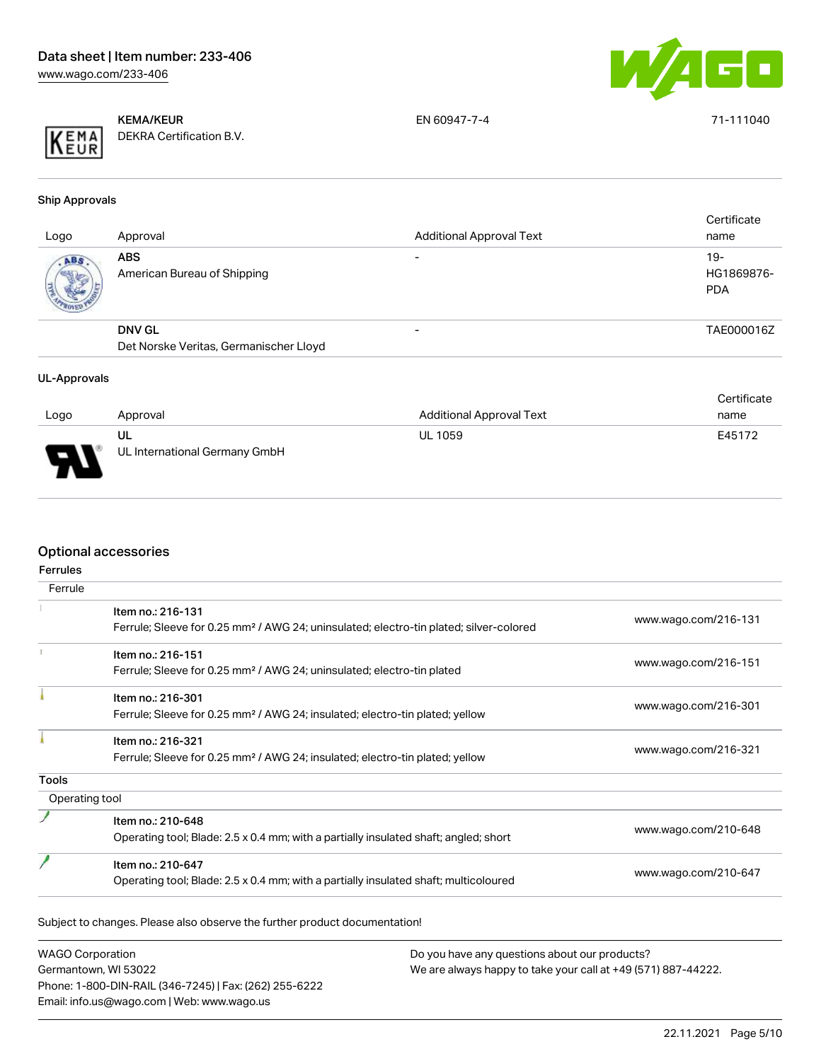| Logo | Approval | Additional Approval Text | Certificate name |
|---|---|---|---|
| | **KEMA/KEUR**<br>DEKRA Certification B.V. | EN 60947-7-4 | 71-111040 |

**Ship Approvals**

| Logo | Approval | Additional Approval Text | Certificate name |
|---|---|---|---|
| | **ABS**<br>American Bureau of Shipping | - | 19-HG1869876-PDA |
| | **DNV GL**<br>Det Norske Veritas, Germanischer Lloyd | - | TAE000016Z |

**UL-Approvals**

| Logo | Approval | Additional Approval Text | Certificate name |
|---|---|---|---|
| | **UL**<br>UL International Germany GmbH | UL 1059 | E45172 |

## Optional accessories

**Ferrules**

| Ferrule | | |
|---|---|---|
| | Item no.: 216-131<br>Ferrule; Sleeve for 0.25 mm² / AWG 24; uninsulated; electro-tin plated; silver-colored | www.wago.com/216-131 |
| | Item no.: 216-151<br>Ferrule; Sleeve for 0.25 mm² / AWG 24; uninsulated; electro-tin plated | www.wago.com/216-151 |
| | Item no.: 216-301<br>Ferrule; Sleeve for 0.25 mm² / AWG 24; insulated; electro-tin plated; yellow | www.wago.com/216-301 |
| | Item no.: 216-321<br>Ferrule; Sleeve for 0.25 mm² / AWG 24; insulated; electro-tin plated; yellow | www.wago.com/216-321 |

**Tools**

| Operating tool | | |
|---|---|---|
| | Item no.: 210-648<br>Operating tool; Blade: 2.5 x 0.4 mm; with a partially insulated shaft; angled; short | www.wago.com/210-648 |
| | Item no.: 210-647<br>Operating tool; Blade: 2.5 x 0.4 mm; with a partially insulated shaft; multicoloured | www.wago.com/210-647 |

Subject to changes. Please also observe the further product documentation!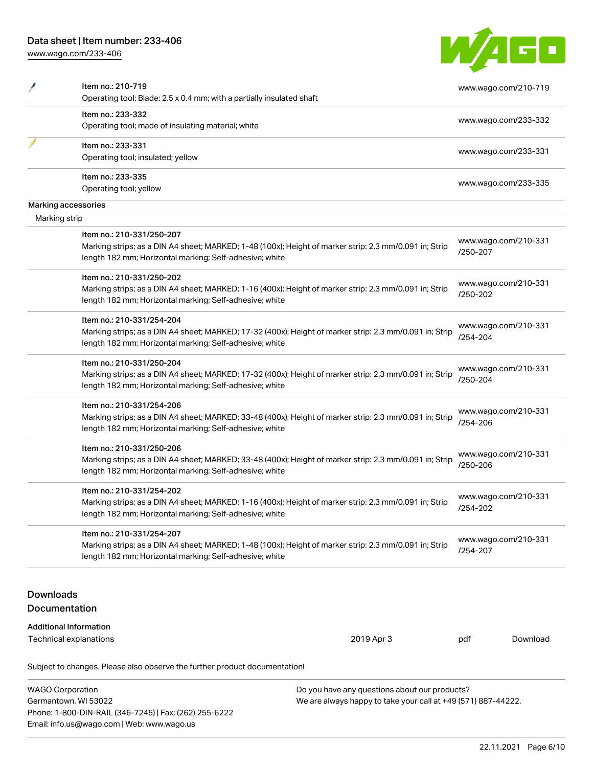| | Item | Link |
|---|---|---|
| | Item no.: 210-719<br>Operating tool; Blade: 2.5 x 0.4 mm; with a partially insulated shaft | www.wago.com/210-719 |
| | Item no.: 233-332<br>Operating tool; made of insulating material; white | www.wago.com/233-332 |
| | Item no.: 233-331<br>Operating tool; insulated; yellow | www.wago.com/233-331 |
| | Item no.: 233-335<br>Operating tool; yellow | www.wago.com/233-335 |

**Marking accessories**

Marking strip

| Item | Link |
|---|---|
| Item no.: 210-331/250-207<br>Marking strips; as a DIN A4 sheet; MARKED; 1-48 (100x); Height of marker strip: 2.3 mm/0.091 in; Strip length 182 mm; Horizontal marking; Self-adhesive; white | www.wago.com/210-331/250-207 |
| Item no.: 210-331/250-202<br>Marking strips; as a DIN A4 sheet; MARKED; 1-16 (400x); Height of marker strip: 2.3 mm/0.091 in; Strip length 182 mm; Horizontal marking; Self-adhesive; white | www.wago.com/210-331/250-202 |
| Item no.: 210-331/254-204<br>Marking strips; as a DIN A4 sheet; MARKED; 17-32 (400x); Height of marker strip: 2.3 mm/0.091 in; Strip length 182 mm; Horizontal marking; Self-adhesive; white | www.wago.com/210-331/254-204 |
| Item no.: 210-331/250-204<br>Marking strips; as a DIN A4 sheet; MARKED; 17-32 (400x); Height of marker strip: 2.3 mm/0.091 in; Strip length 182 mm; Horizontal marking; Self-adhesive; white | www.wago.com/210-331/250-204 |
| Item no.: 210-331/254-206<br>Marking strips; as a DIN A4 sheet; MARKED; 33-48 (400x); Height of marker strip: 2.3 mm/0.091 in; Strip length 182 mm; Horizontal marking; Self-adhesive; white | www.wago.com/210-331/254-206 |
| Item no.: 210-331/250-206<br>Marking strips; as a DIN A4 sheet; MARKED; 33-48 (400x); Height of marker strip: 2.3 mm/0.091 in; Strip length 182 mm; Horizontal marking; Self-adhesive; white | www.wago.com/210-331/250-206 |
| Item no.: 210-331/254-202<br>Marking strips; as a DIN A4 sheet; MARKED; 1-16 (400x); Height of marker strip: 2.3 mm/0.091 in; Strip length 182 mm; Horizontal marking; Self-adhesive; white | www.wago.com/210-331/254-202 |
| Item no.: 210-331/254-207<br>Marking strips; as a DIN A4 sheet; MARKED; 1-48 (100x); Height of marker strip: 2.3 mm/0.091 in; Strip length 182 mm; Horizontal marking; Self-adhesive; white | www.wago.com/210-331/254-207 |

## Downloads
## Documentation

**Additional Information**

| Technical explanations | 2019 Apr 3 | pdf | Download |
|---|---|---|---|

Subject to changes. Please also observe the further product documentation!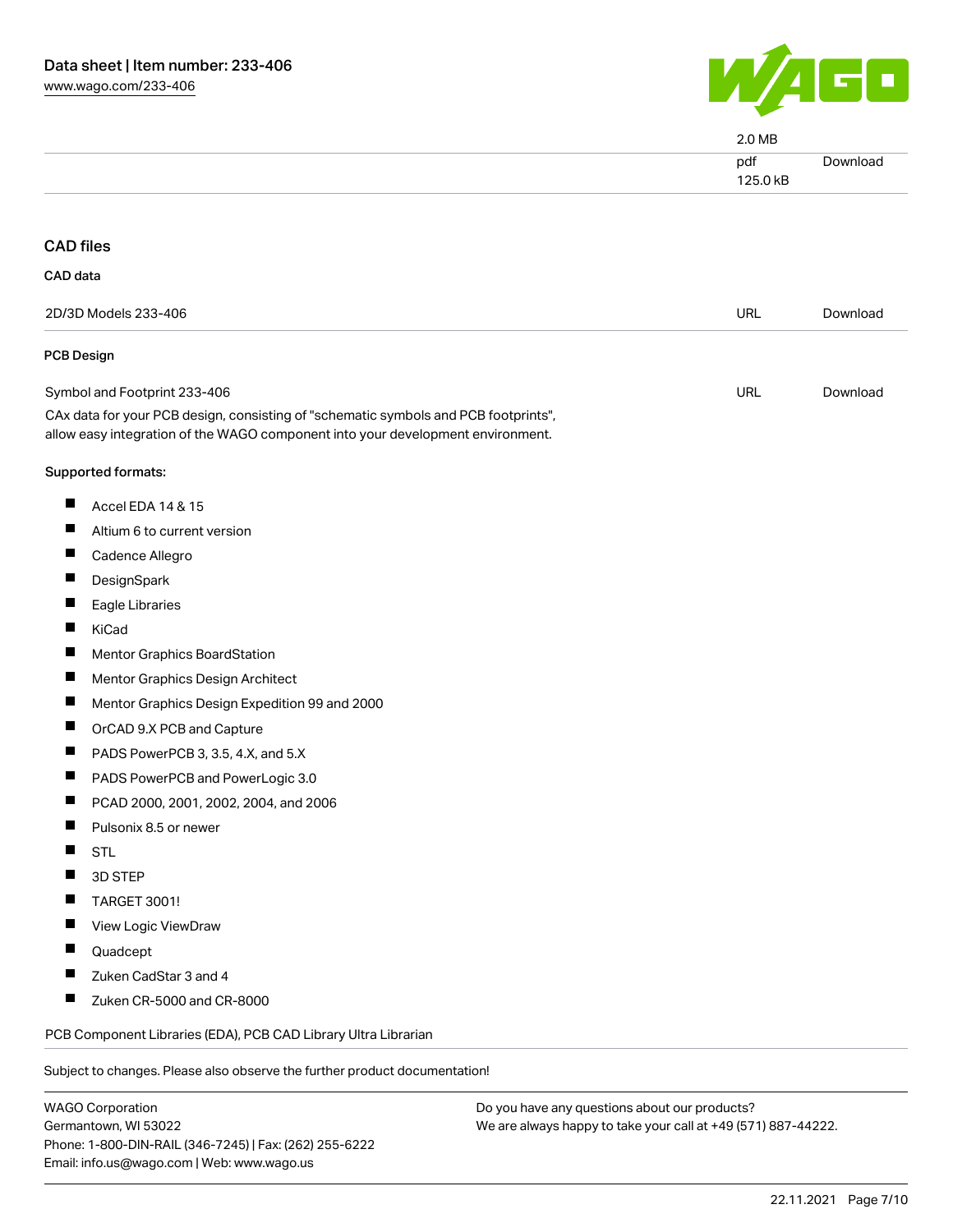| | | |
|---|---|---|
| | 2.0 MB | |
| | pdf<br>125.0 kB | Download |

## CAD files

### CAD data

| | | |
|---|---|---|
| 2D/3D Models 233-406 | URL | Download |

### PCB Design

| | | |
|---|---|---|
| Symbol and Footprint 233-406 | URL | Download |

CAx data for your PCB design, consisting of "schematic symbols and PCB footprints", allow easy integration of the WAGO component into your development environment.

Supported formats:

- Accel EDA 14 & 15
- Altium 6 to current version
- Cadence Allegro
- DesignSpark
- Eagle Libraries
- KiCad
- Mentor Graphics BoardStation
- Mentor Graphics Design Architect
- Mentor Graphics Design Expedition 99 and 2000
- OrCAD 9.X PCB and Capture
- PADS PowerPCB 3, 3.5, 4.X, and 5.X
- PADS PowerPCB and PowerLogic 3.0
- PCAD 2000, 2001, 2002, 2004, and 2006
- Pulsonix 8.5 or newer
- STL
- 3D STEP
- TARGET 3001!
- View Logic ViewDraw
- Quadcept
- Zuken CadStar 3 and 4
- Zuken CR-5000 and CR-8000

PCB Component Libraries (EDA), PCB CAD Library Ultra Librarian

Subject to changes. Please also observe the further product documentation!

WAGO Corporation
Germantown, WI 53022
Phone: 1-800-DIN-RAIL (346-7245) | Fax: (262) 255-6222
Email: info.us@wago.com | Web: www.wago.us

Do you have any questions about our products?
We are always happy to take your call at +49 (571) 887-44222.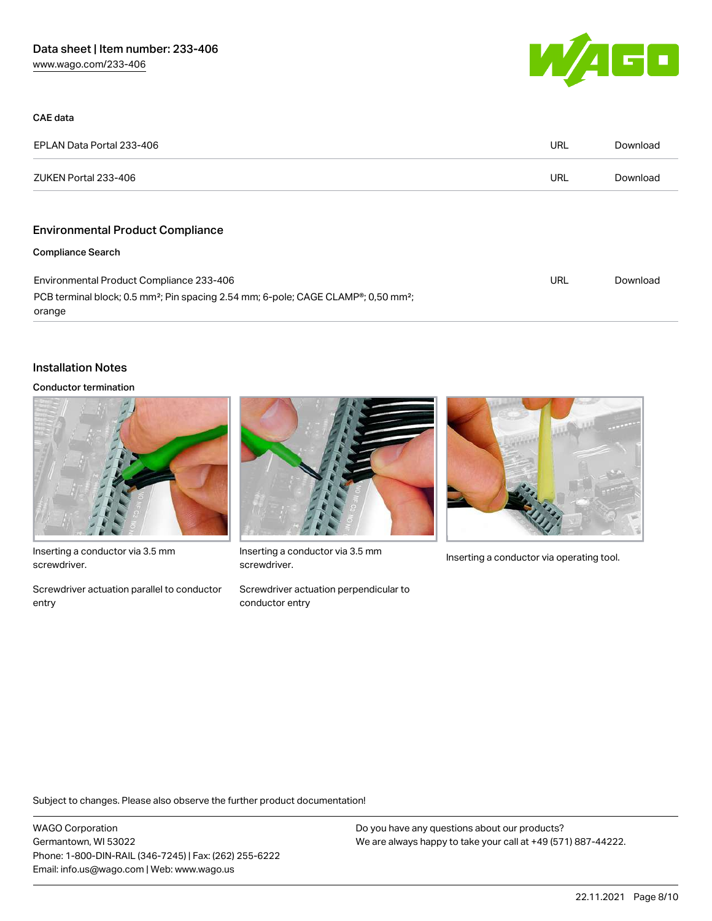#### CAE data

| | | |
|---|---|---|
| EPLAN Data Portal 233-406 | URL | Download |
| ZUKEN Portal 233-406 | URL | Download |

## Environmental Product Compliance

#### Compliance Search

| | | |
|---|---|---|
| Environmental Product Compliance 233-406<br>PCB terminal block; 0.5 mm²; Pin spacing 2.54 mm; 6-pole; CAGE CLAMP®; 0,50 mm²; orange | URL | Download |

## Installation Notes

#### Conductor termination

Inserting a conductor via 3.5 mm screwdriver.

Screwdriver actuation parallel to conductor entry

Inserting a conductor via 3.5 mm screwdriver.

Screwdriver actuation perpendicular to conductor entry

Inserting a conductor via operating tool.

Subject to changes. Please also observe the further product documentation!

WAGO Corporation
Germantown, WI 53022
Phone: 1-800-DIN-RAIL (346-7245) | Fax: (262) 255-6222
Email: info.us@wago.com | Web: www.wago.us

Do you have any questions about our products?
We are always happy to take your call at +49 (571) 887-44222.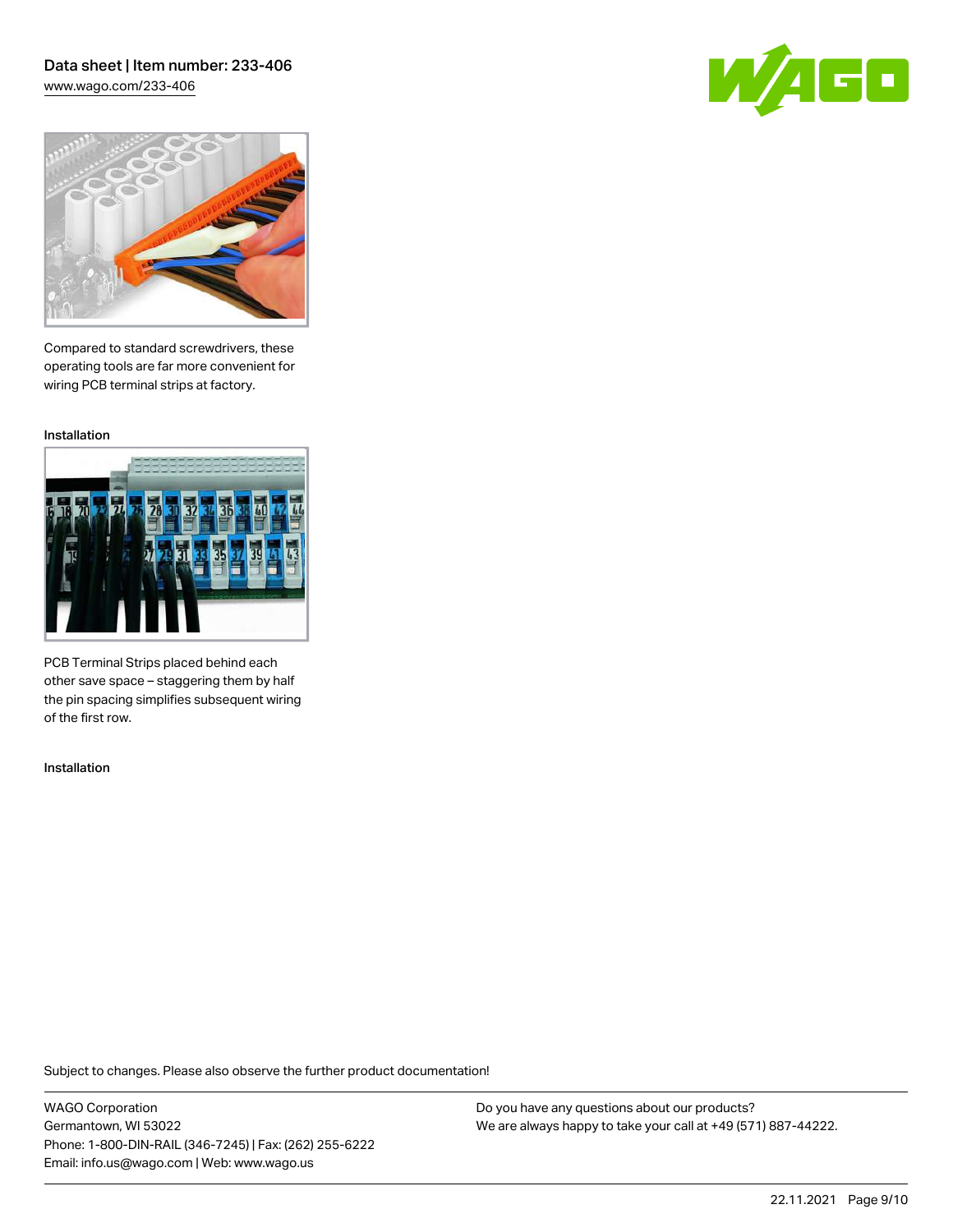Compared to standard screwdrivers, these operating tools are far more convenient for wiring PCB terminal strips at factory.

Installation

PCB Terminal Strips placed behind each other save space – staggering them by half the pin spacing simplifies subsequent wiring of the first row.

Installation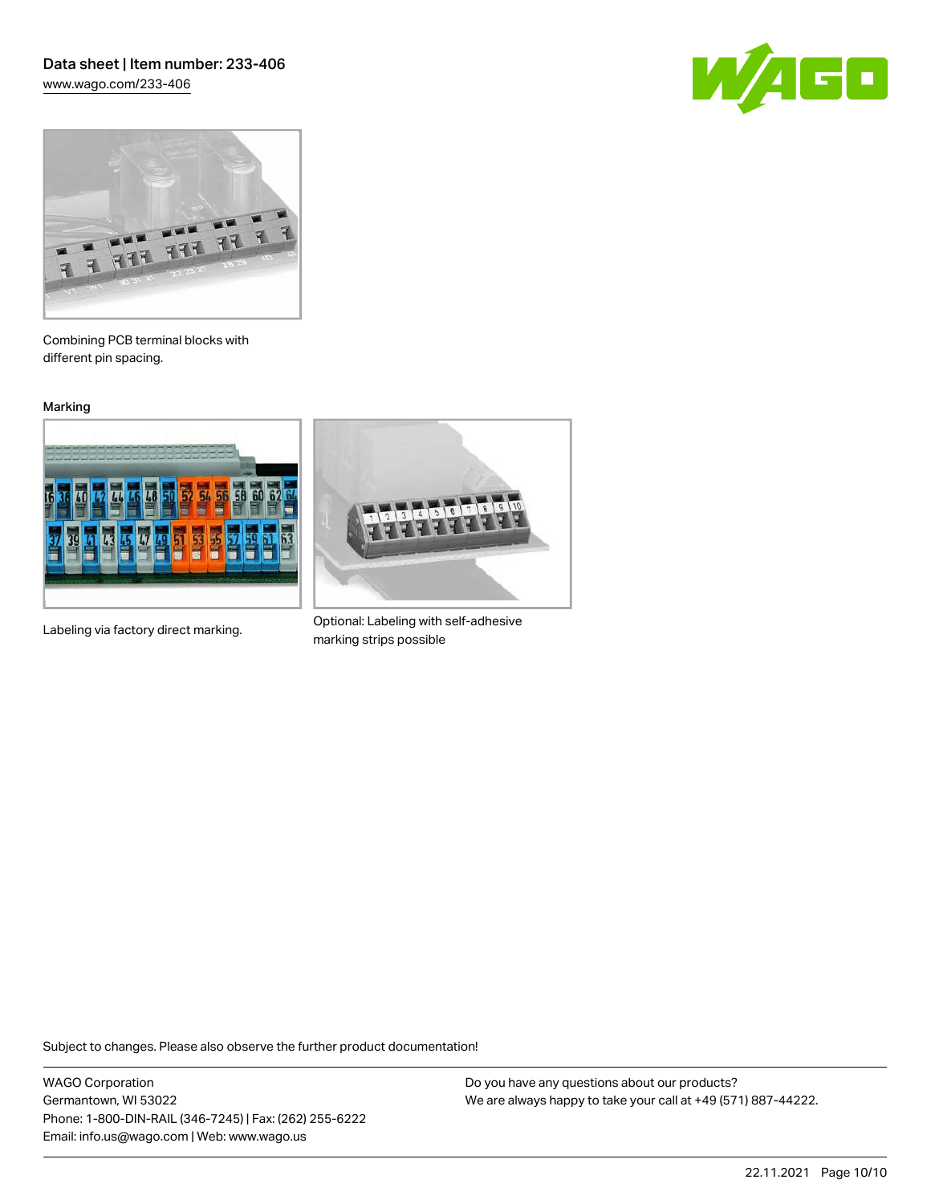Combining PCB terminal blocks with different pin spacing.

Marking

Labeling via factory direct marking.

Optional: Labeling with self-adhesive marking strips possible

Subject to changes. Please also observe the further product documentation!

WAGO Corporation
Germantown, WI 53022
Phone: 1-800-DIN-RAIL (346-7245) | Fax: (262) 255-6222
Email: info.us@wago.com | Web: www.wago.us

Do you have any questions about our products?
We are always happy to take your call at +49 (571) 887-44222.